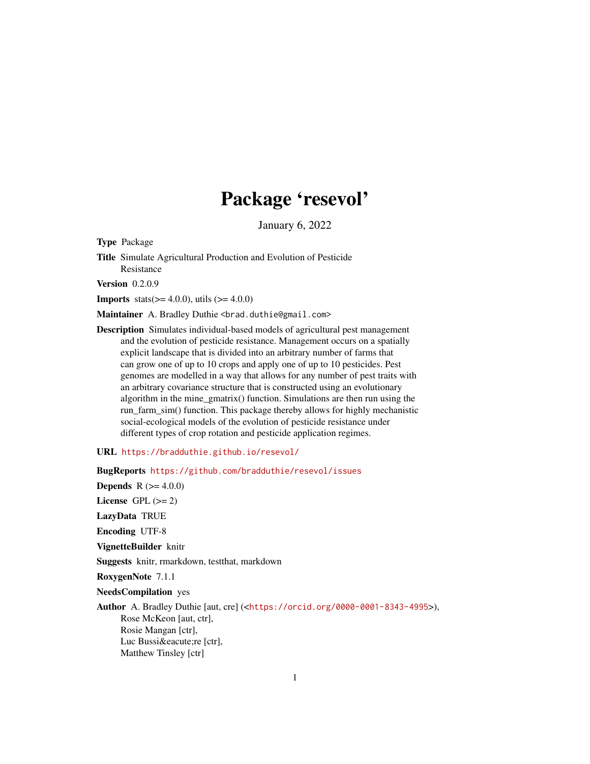# Package 'resevol'

January 6, 2022

**Type** Package

**Title** Simulate Agricultural Production and Evolution of Pesticide Resistance

**Version** 0.2.0.9

**Imports** stats(>= 4.0.0), utils (>= 4.0.0)

**Maintainer** A. Bradley Duthie <brad.duthie@gmail.com>

**Description** Simulates individual-based models of agricultural pest management and the evolution of pesticide resistance. Management occurs on a spatially explicit landscape that is divided into an arbitrary number of farms that can grow one of up to 10 crops and apply one of up to 10 pesticides. Pest genomes are modelled in a way that allows for any number of pest traits with an arbitrary covariance structure that is constructed using an evolutionary algorithm in the mine_gmatrix() function. Simulations are then run using the run_farm_sim() function. This package thereby allows for highly mechanistic social-ecological models of the evolution of pesticide resistance under different types of crop rotation and pesticide application regimes.

**URL** https://bradduthie.github.io/resevol/

**BugReports** https://github.com/bradduthie/resevol/issues

**Depends** R (>= 4.0.0)

**License** GPL (>= 2)

**LazyData** TRUE

**Encoding** UTF-8

**VignetteBuilder** knitr

**Suggests** knitr, rmarkdown, testthat, markdown

**RoxygenNote** 7.1.1

**NeedsCompilation** yes

**Author** A. Bradley Duthie [aut, cre] (<https://orcid.org/0000-0001-8343-4995>),
Rose McKeon [aut, ctr],
Rosie Mangan [ctr],
Luc Bussi&eacute;re [ctr],
Matthew Tinsley [ctr]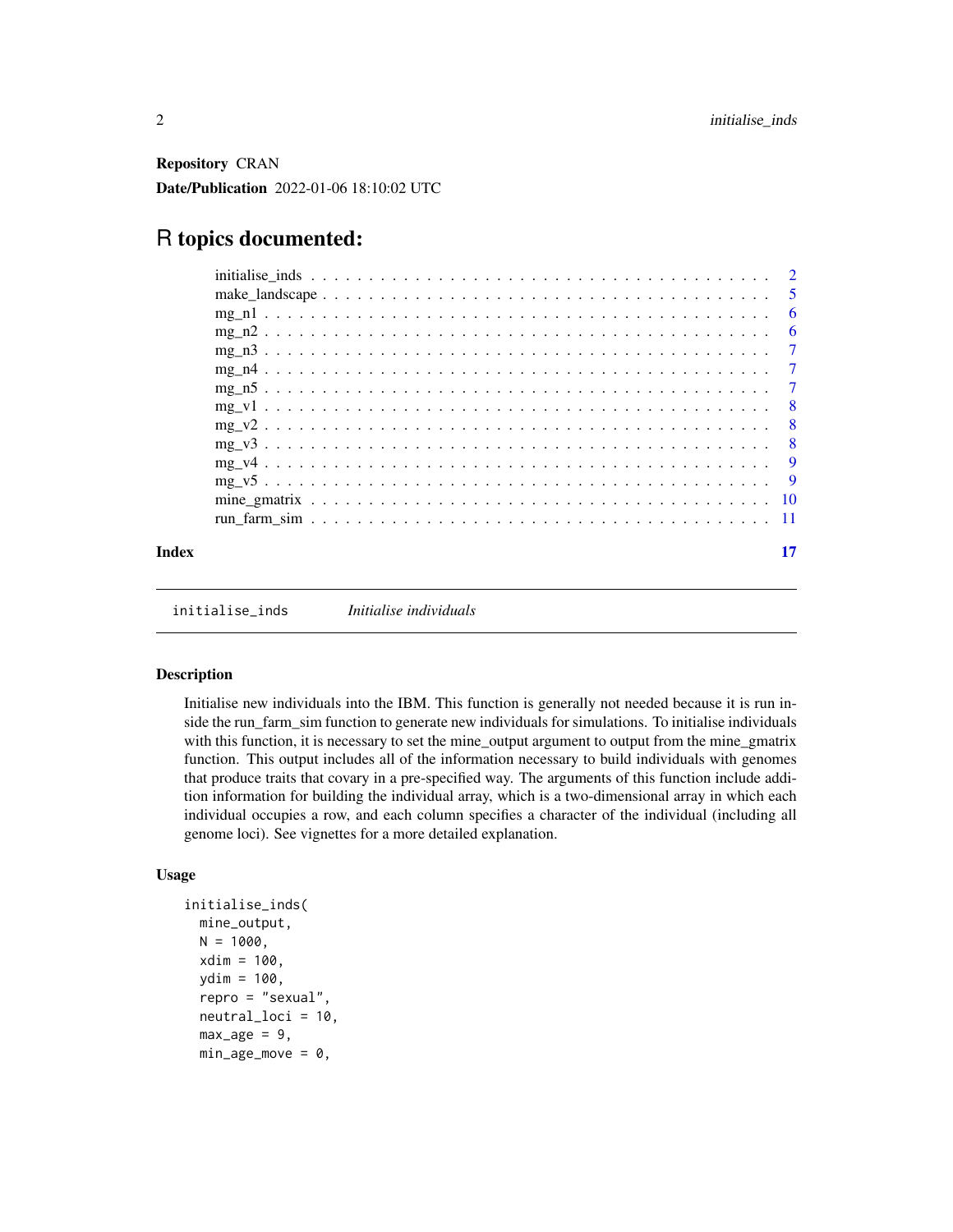**Repository** CRAN

**Date/Publication** 2022-01-06 18:10:02 UTC

# R topics documented:

- initialise_inds . . . . . . . . . . . . . . . . . . . . . . . . . . . . . . . . . . . . . . 2
- make_landscape . . . . . . . . . . . . . . . . . . . . . . . . . . . . . . . . . . . . . . 5
- mg_n1 . . . . . . . . . . . . . . . . . . . . . . . . . . . . . . . . . . . . . . 6
- mg_n2 . . . . . . . . . . . . . . . . . . . . . . . . . . . . . . . . . . . . . . 6
- mg_n3 . . . . . . . . . . . . . . . . . . . . . . . . . . . . . . . . . . . . . . 7
- mg_n4 . . . . . . . . . . . . . . . . . . . . . . . . . . . . . . . . . . . . . . 7
- mg_n5 . . . . . . . . . . . . . . . . . . . . . . . . . . . . . . . . . . . . . . 7
- mg_v1 . . . . . . . . . . . . . . . . . . . . . . . . . . . . . . . . . . . . . . 8
- mg_v2 . . . . . . . . . . . . . . . . . . . . . . . . . . . . . . . . . . . . . . 8
- mg_v3 . . . . . . . . . . . . . . . . . . . . . . . . . . . . . . . . . . . . . . 8
- mg_v4 . . . . . . . . . . . . . . . . . . . . . . . . . . . . . . . . . . . . . . 9
- mg_v5 . . . . . . . . . . . . . . . . . . . . . . . . . . . . . . . . . . . . . . 9
- mine_gmatrix . . . . . . . . . . . . . . . . . . . . . . . . . . . . . . . . . . . . . . 10
- run_farm_sim . . . . . . . . . . . . . . . . . . . . . . . . . . . . . . . . . . . . . . 11

**Index** 17

---

`initialise_inds` *Initialise individuals*

---

### Description

Initialise new individuals into the IBM. This function is generally not needed because it is run inside the run_farm_sim function to generate new individuals for simulations. To initialise individuals with this function, it is necessary to set the mine_output argument to output from the mine_gmatrix function. This output includes all of the information necessary to build individuals with genomes that produce traits that covary in a pre-specified way. The arguments of this function include addition information for building the individual array, which is a two-dimensional array in which each individual occupies a row, and each column specifies a character of the individual (including all genome loci). See vignettes for a more detailed explanation.

### Usage

```
initialise_inds(
  mine_output,
  N = 1000,
  xdim = 100,
  ydim = 100,
  repro = "sexual",
  neutral_loci = 10,
  max_age = 9,
  min_age_move = 0,
```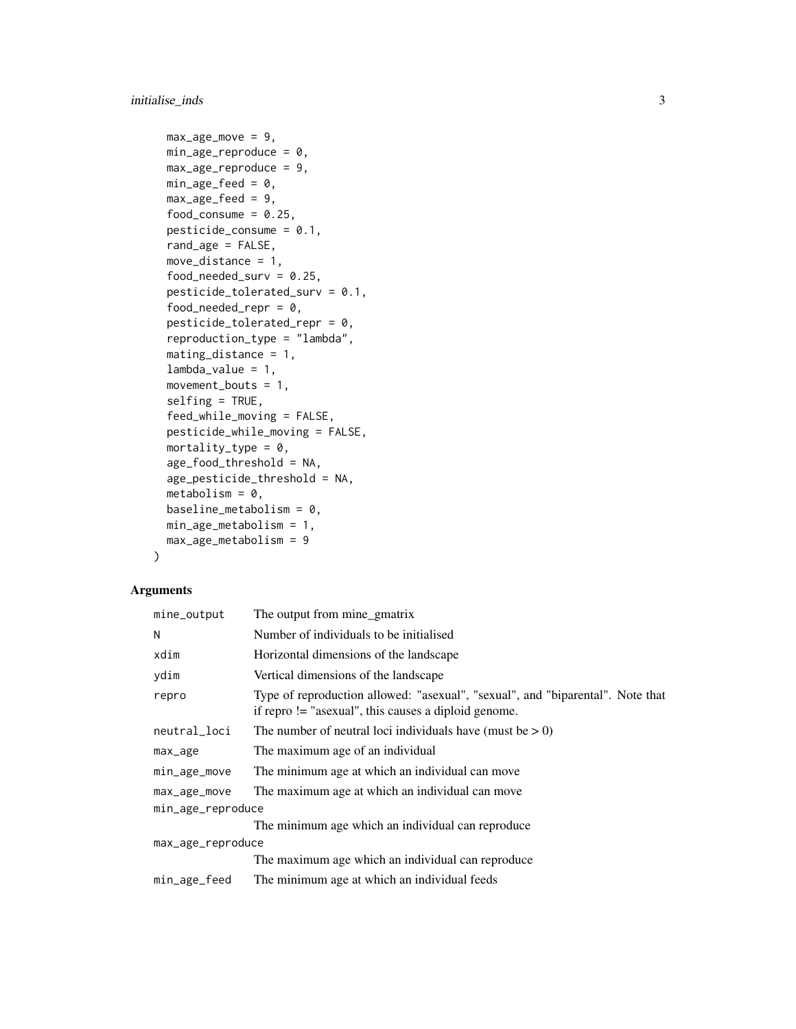```
  max_age_move = 9,
  min_age_reproduce = 0,
  max_age_reproduce = 9,
  min_age_feed = 0,
  max_age_feed = 9,
  food_consume = 0.25,
  pesticide_consume = 0.1,
  rand_age = FALSE,
  move_distance = 1,
  food_needed_surv = 0.25,
  pesticide_tolerated_surv = 0.1,
  food_needed_repr = 0,
  pesticide_tolerated_repr = 0,
  reproduction_type = "lambda",
  mating_distance = 1,
  lambda_value = 1,
  movement_bouts = 1,
  selfing = TRUE,
  feed_while_moving = FALSE,
  pesticide_while_moving = FALSE,
  mortality_type = 0,
  age_food_threshold = NA,
  age_pesticide_threshold = NA,
  metabolism = 0,
  baseline_metabolism = 0,
  min_age_metabolism = 1,
  max_age_metabolism = 9
)
```

## Arguments

| | |
|---|---|
| mine_output | The output from mine_gmatrix |
| N | Number of individuals to be initialised |
| xdim | Horizontal dimensions of the landscape |
| ydim | Vertical dimensions of the landscape |
| repro | Type of reproduction allowed: "asexual", "sexual", and "biparental". Note that if repro != "asexual", this causes a diploid genome. |
| neutral_loci | The number of neutral loci individuals have (must be > 0) |
| max_age | The maximum age of an individual |
| min_age_move | The minimum age at which an individual can move |
| max_age_move | The maximum age at which an individual can move |
| min_age_reproduce | The minimum age which an individual can reproduce |
| max_age_reproduce | The maximum age which an individual can reproduce |
| min_age_feed | The minimum age at which an individual feeds |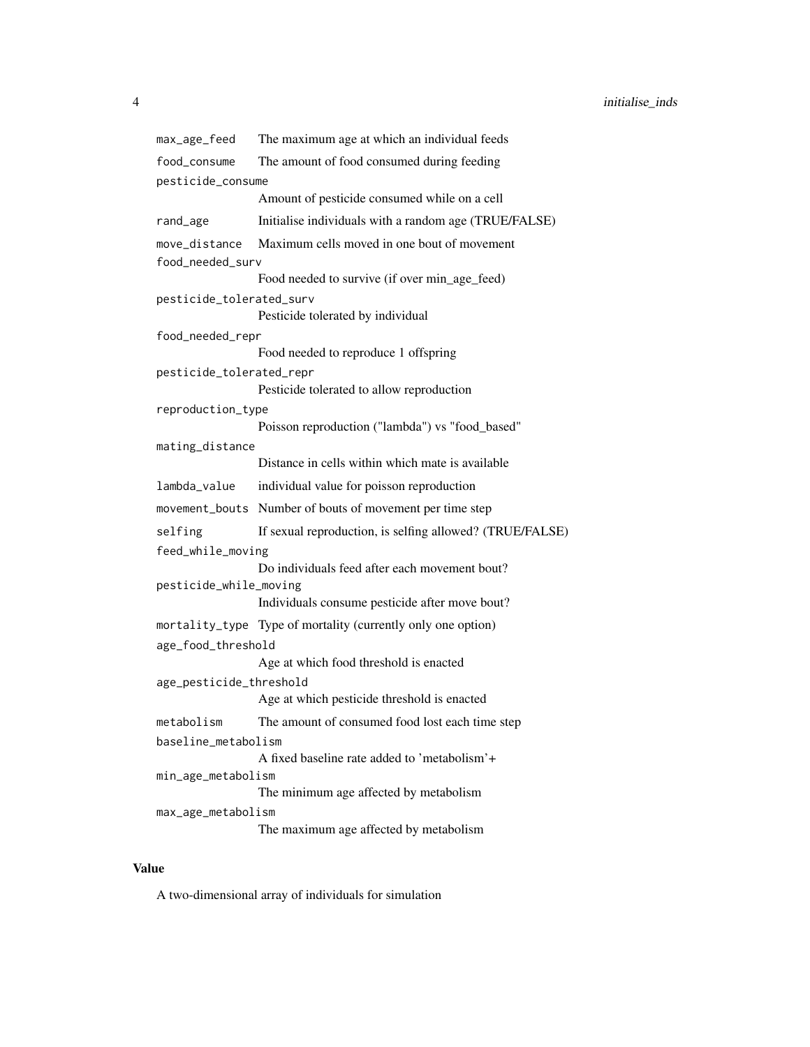| | |
|---|---|
| `max_age_feed` | The maximum age at which an individual feeds |
| `food_consume` | The amount of food consumed during feeding |
| `pesticide_consume` | Amount of pesticide consumed while on a cell |
| `rand_age` | Initialise individuals with a random age (TRUE/FALSE) |
| `move_distance` | Maximum cells moved in one bout of movement |
| `food_needed_surv` | Food needed to survive (if over min_age_feed) |
| `pesticide_tolerated_surv` | Pesticide tolerated by individual |
| `food_needed_repr` | Food needed to reproduce 1 offspring |
| `pesticide_tolerated_repr` | Pesticide tolerated to allow reproduction |
| `reproduction_type` | Poisson reproduction ("lambda") vs "food_based" |
| `mating_distance` | Distance in cells within which mate is available |
| `lambda_value` | individual value for poisson reproduction |
| `movement_bouts` | Number of bouts of movement per time step |
| `selfing` | If sexual reproduction, is selfing allowed? (TRUE/FALSE) |
| `feed_while_moving` | Do individuals feed after each movement bout? |
| `pesticide_while_moving` | Individuals consume pesticide after move bout? |
| `mortality_type` | Type of mortality (currently only one option) |
| `age_food_threshold` | Age at which food threshold is enacted |
| `age_pesticide_threshold` | Age at which pesticide threshold is enacted |
| `metabolism` | The amount of consumed food lost each time step |
| `baseline_metabolism` | A fixed baseline rate added to 'metabolism'+ |
| `min_age_metabolism` | The minimum age affected by metabolism |
| `max_age_metabolism` | The maximum age affected by metabolism |

## Value

A two-dimensional array of individuals for simulation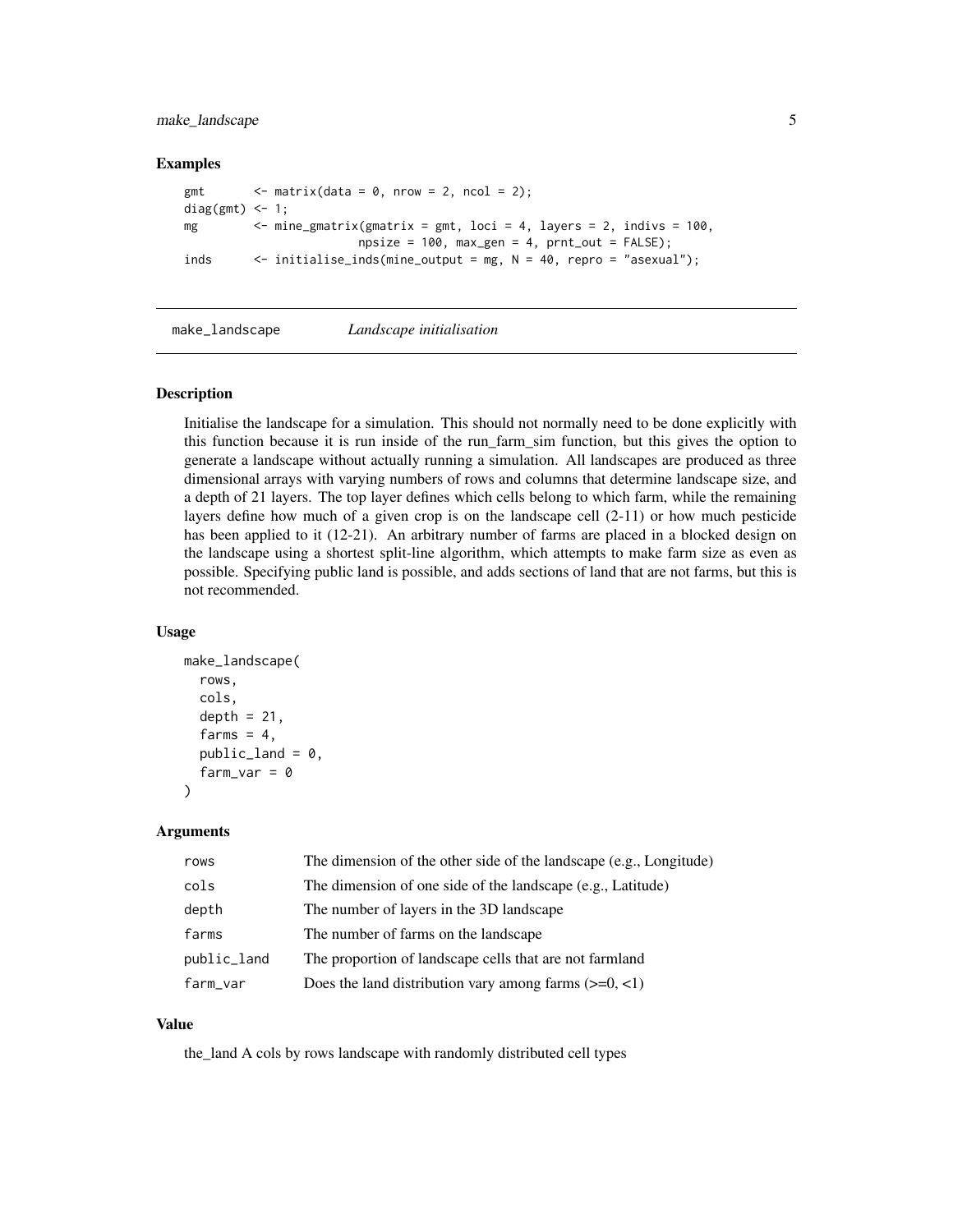## Examples

```
gmt       <- matrix(data = 0, nrow = 2, ncol = 2);
diag(gmt) <- 1;
mg        <- mine_gmatrix(gmatrix = gmt, loci = 4, layers = 2, indivs = 100,
                          npsize = 100, max_gen = 4, prnt_out = FALSE);
inds      <- initialise_inds(mine_output = mg, N = 40, repro = "asexual");
```

# make_landscape    *Landscape initialisation*

## Description

Initialise the landscape for a simulation. This should not normally need to be done explicitly with this function because it is run inside of the run_farm_sim function, but this gives the option to generate a landscape without actually running a simulation. All landscapes are produced as three dimensional arrays with varying numbers of rows and columns that determine landscape size, and a depth of 21 layers. The top layer defines which cells belong to which farm, while the remaining layers define how much of a given crop is on the landscape cell (2-11) or how much pesticide has been applied to it (12-21). An arbitrary number of farms are placed in a blocked design on the landscape using a shortest split-line algorithm, which attempts to make farm size as even as possible. Specifying public land is possible, and adds sections of land that are not farms, but this is not recommended.

## Usage

```
make_landscape(
  rows,
  cols,
  depth = 21,
  farms = 4,
  public_land = 0,
  farm_var = 0
)
```

## Arguments

| | |
|---|---|
| rows | The dimension of the other side of the landscape (e.g., Longitude) |
| cols | The dimension of one side of the landscape (e.g., Latitude) |
| depth | The number of layers in the 3D landscape |
| farms | The number of farms on the landscape |
| public_land | The proportion of landscape cells that are not farmland |
| farm_var | Does the land distribution vary among farms (>=0, <1) |

## Value

the_land A cols by rows landscape with randomly distributed cell types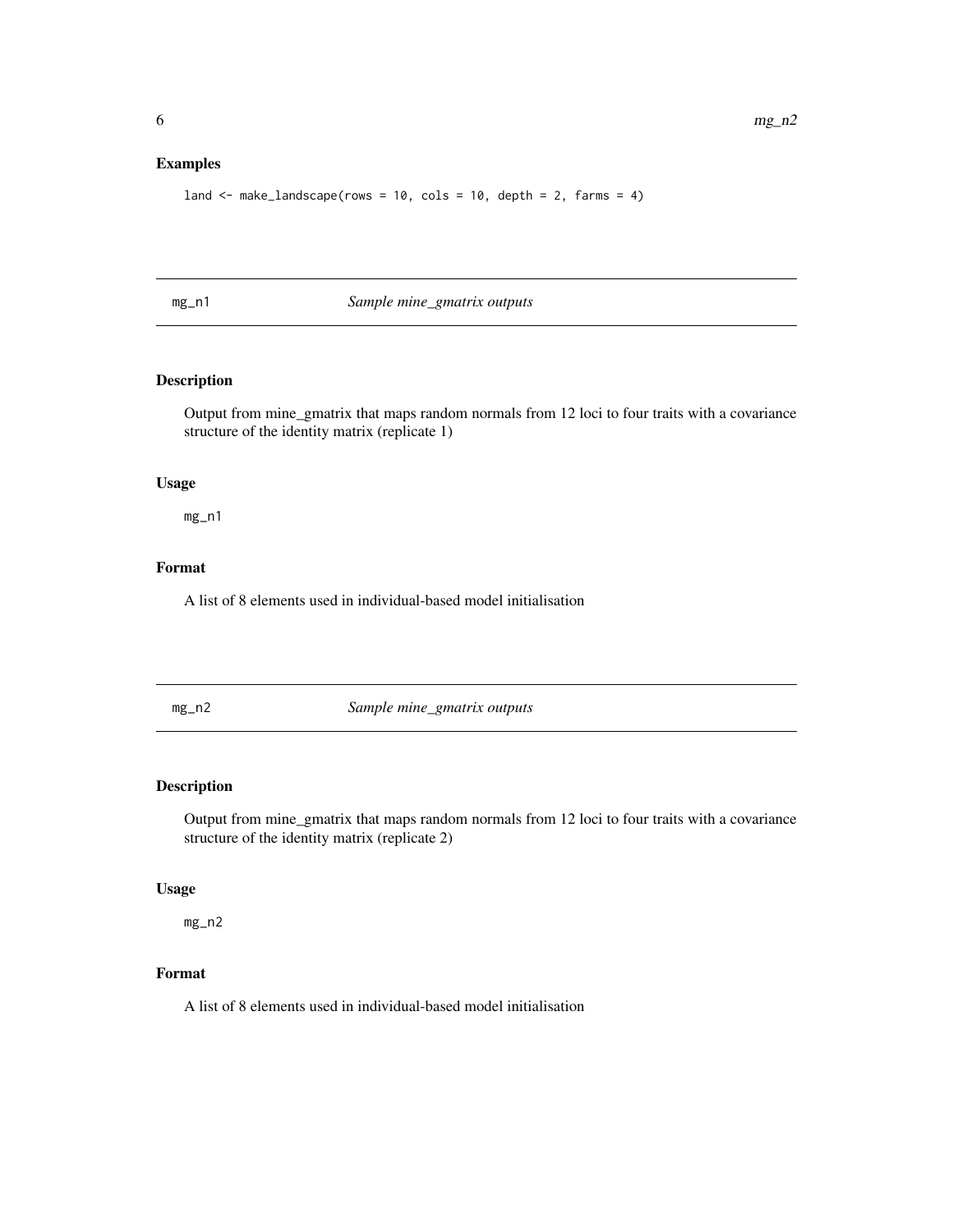### Examples

```
land <- make_landscape(rows = 10, cols = 10, depth = 2, farms = 4)
```

## mg_n1 *Sample mine_gmatrix outputs*

### Description

Output from mine_gmatrix that maps random normals from 12 loci to four traits with a covariance structure of the identity matrix (replicate 1)

### Usage

```
mg_n1
```

### Format

A list of 8 elements used in individual-based model initialisation

## mg_n2 *Sample mine_gmatrix outputs*

### Description

Output from mine_gmatrix that maps random normals from 12 loci to four traits with a covariance structure of the identity matrix (replicate 2)

### Usage

```
mg_n2
```

### Format

A list of 8 elements used in individual-based model initialisation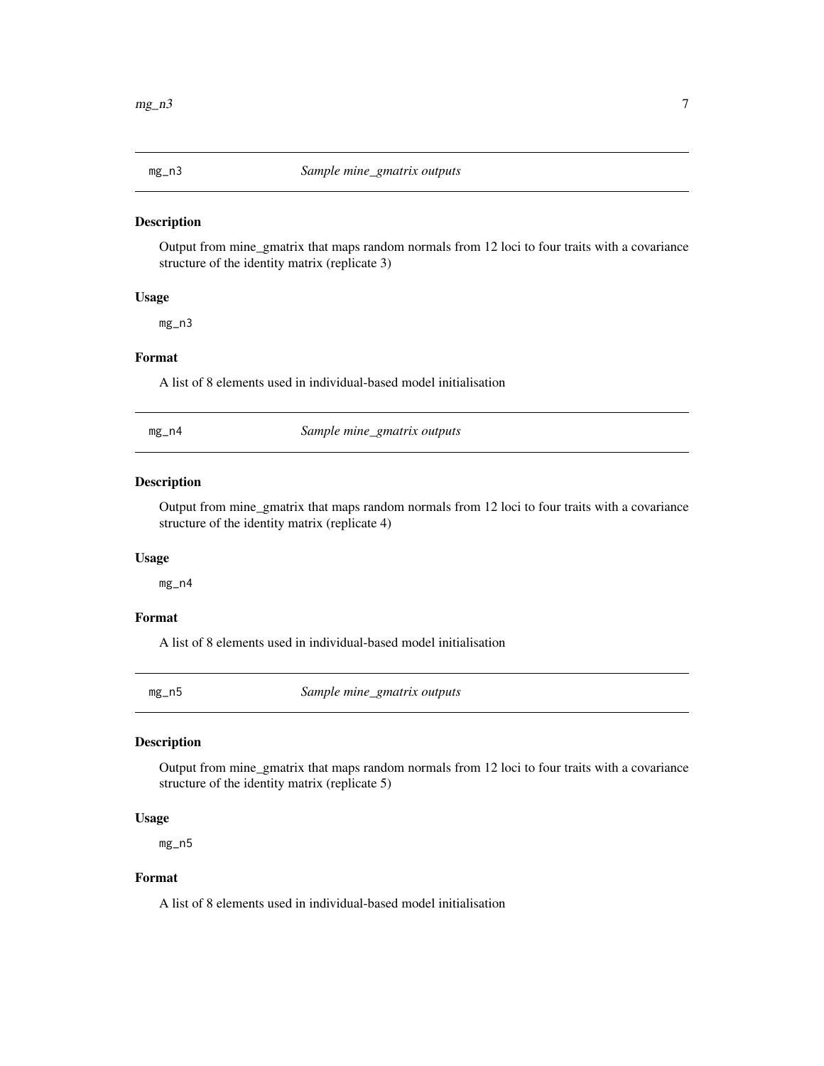## mg_n3 *Sample mine_gmatrix outputs*

### Description

Output from mine_gmatrix that maps random normals from 12 loci to four traits with a covariance structure of the identity matrix (replicate 3)

### Usage

```
mg_n3
```

### Format

A list of 8 elements used in individual-based model initialisation

## mg_n4 *Sample mine_gmatrix outputs*

### Description

Output from mine_gmatrix that maps random normals from 12 loci to four traits with a covariance structure of the identity matrix (replicate 4)

### Usage

```
mg_n4
```

### Format

A list of 8 elements used in individual-based model initialisation

## mg_n5 *Sample mine_gmatrix outputs*

### Description

Output from mine_gmatrix that maps random normals from 12 loci to four traits with a covariance structure of the identity matrix (replicate 5)

### Usage

```
mg_n5
```

### Format

A list of 8 elements used in individual-based model initialisation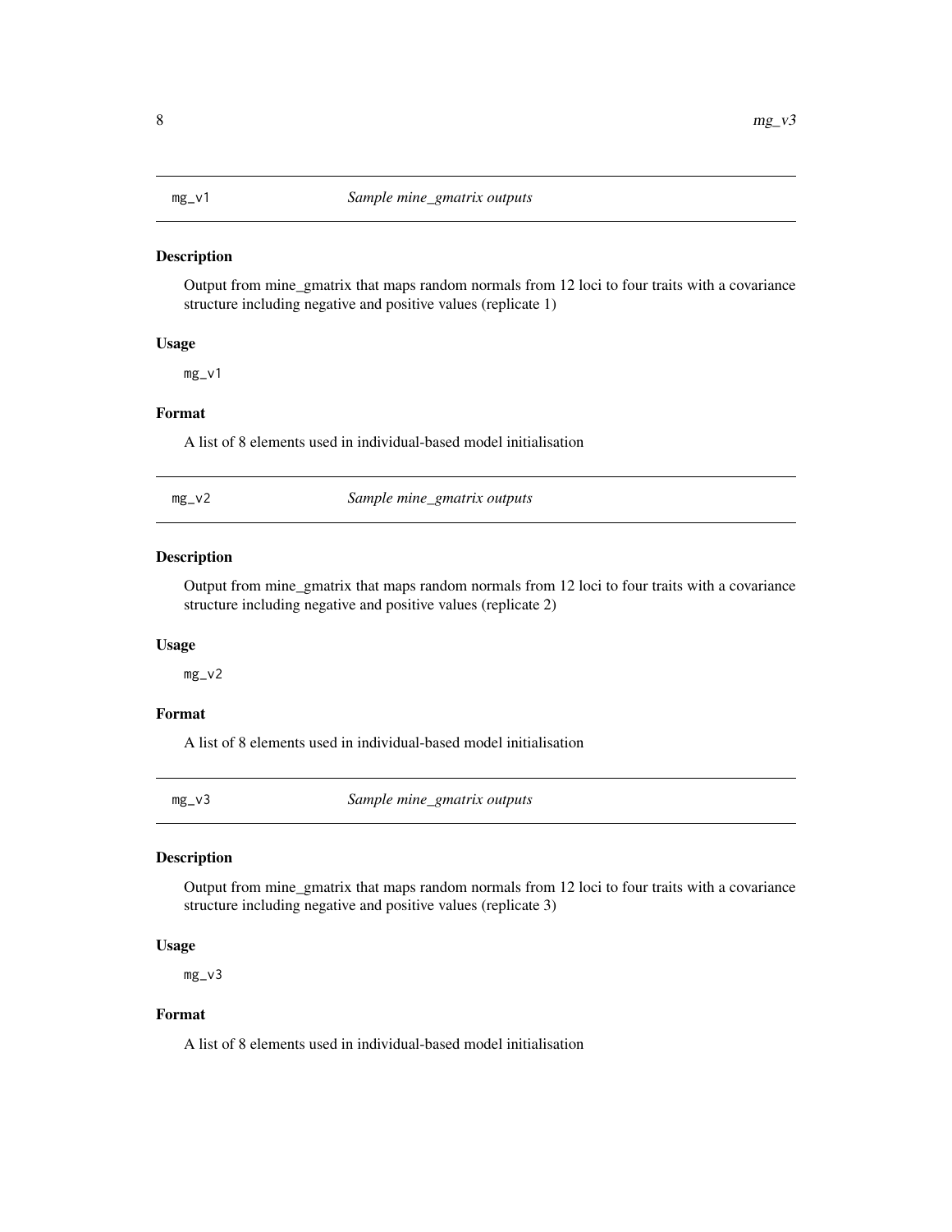## mg_v1 — *Sample mine_gmatrix outputs*

### Description

Output from mine_gmatrix that maps random normals from 12 loci to four traits with a covariance structure including negative and positive values (replicate 1)

### Usage

```
mg_v1
```

### Format

A list of 8 elements used in individual-based model initialisation

## mg_v2 — *Sample mine_gmatrix outputs*

### Description

Output from mine_gmatrix that maps random normals from 12 loci to four traits with a covariance structure including negative and positive values (replicate 2)

### Usage

```
mg_v2
```

### Format

A list of 8 elements used in individual-based model initialisation

## mg_v3 — *Sample mine_gmatrix outputs*

### Description

Output from mine_gmatrix that maps random normals from 12 loci to four traits with a covariance structure including negative and positive values (replicate 3)

### Usage

```
mg_v3
```

### Format

A list of 8 elements used in individual-based model initialisation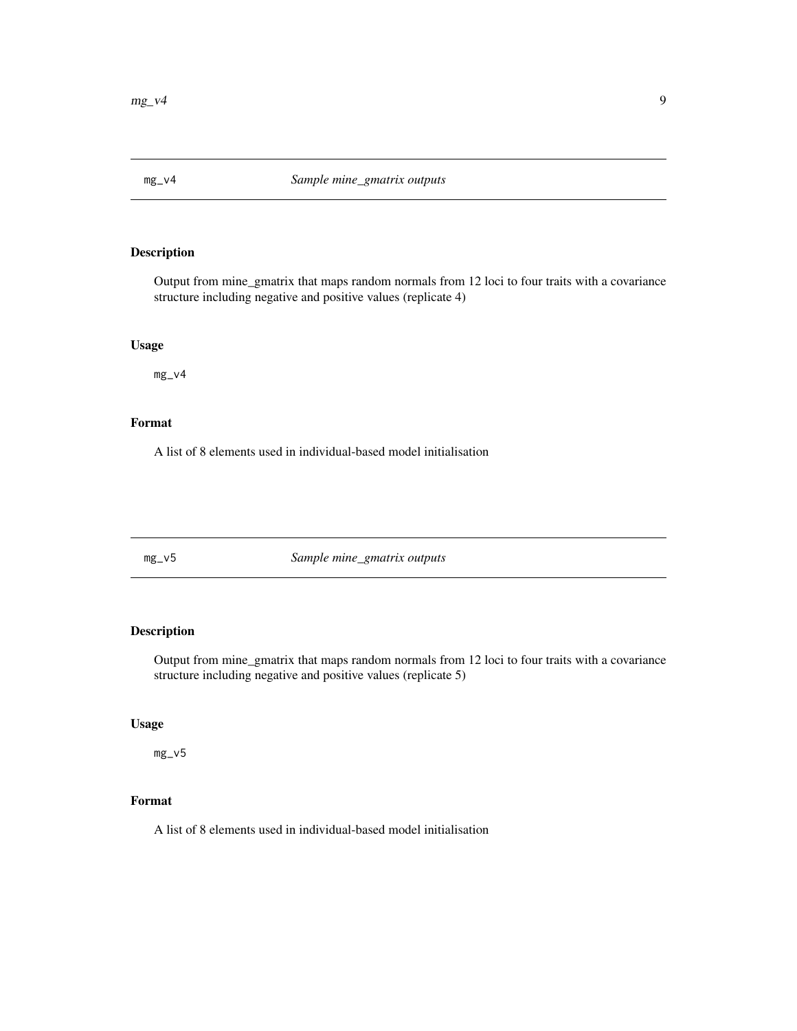## mg_v4 — *Sample mine_gmatrix outputs*

### Description

Output from mine_gmatrix that maps random normals from 12 loci to four traits with a covariance structure including negative and positive values (replicate 4)

### Usage

```
mg_v4
```

### Format

A list of 8 elements used in individual-based model initialisation

## mg_v5 — *Sample mine_gmatrix outputs*

### Description

Output from mine_gmatrix that maps random normals from 12 loci to four traits with a covariance structure including negative and positive values (replicate 5)

### Usage

```
mg_v5
```

### Format

A list of 8 elements used in individual-based model initialisation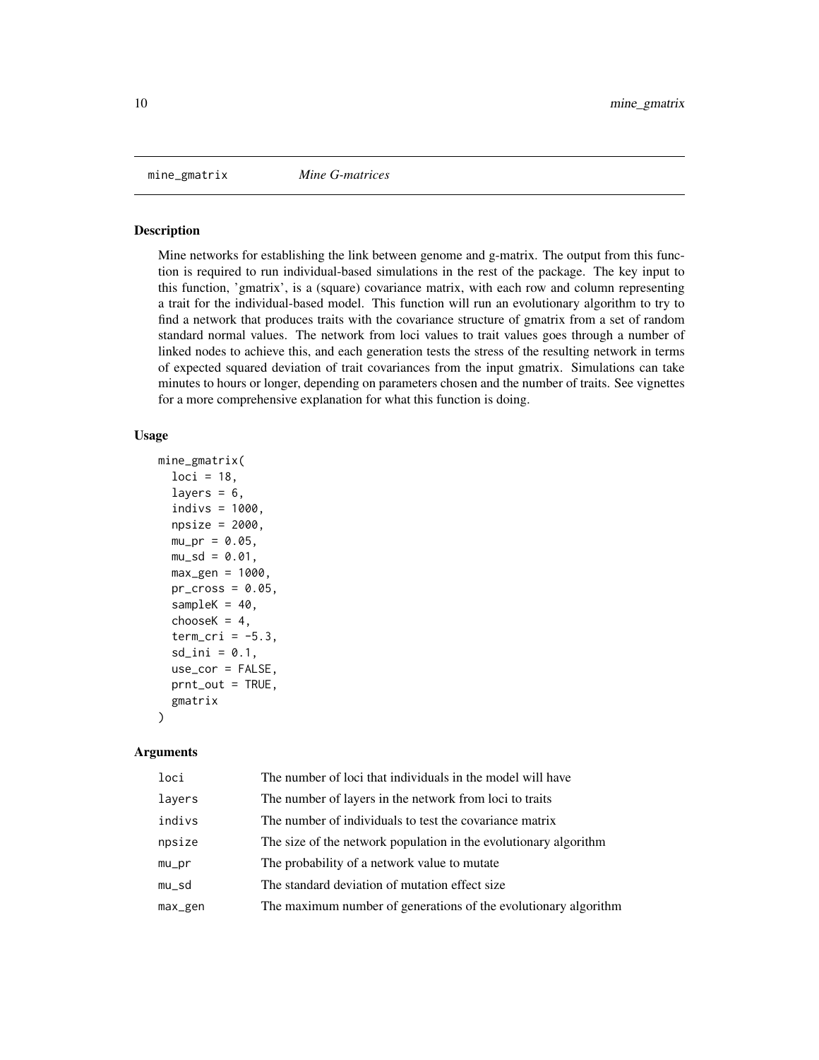mine_gmatrix *Mine G-matrices*

## Description

Mine networks for establishing the link between genome and g-matrix. The output from this function is required to run individual-based simulations in the rest of the package. The key input to this function, 'gmatrix', is a (square) covariance matrix, with each row and column representing a trait for the individual-based model. This function will run an evolutionary algorithm to try to find a network that produces traits with the covariance structure of gmatrix from a set of random standard normal values. The network from loci values to trait values goes through a number of linked nodes to achieve this, and each generation tests the stress of the resulting network in terms of expected squared deviation of trait covariances from the input gmatrix. Simulations can take minutes to hours or longer, depending on parameters chosen and the number of traits. See vignettes for a more comprehensive explanation for what this function is doing.

## Usage

```
mine_gmatrix(
  loci = 18,
  layers = 6,
  indivs = 1000,
  npsize = 2000,
  mu_pr = 0.05,
  mu_sd = 0.01,
  max_gen = 1000,
  pr_cross = 0.05,
  sampleK = 40,
  chooseK = 4,
  term_cri = -5.3,
  sd_ini = 0.1,
  use_cor = FALSE,
  prnt_out = TRUE,
  gmatrix
)
```

## Arguments

| | |
|---|---|
| loci | The number of loci that individuals in the model will have |
| layers | The number of layers in the network from loci to traits |
| indivs | The number of individuals to test the covariance matrix |
| npsize | The size of the network population in the evolutionary algorithm |
| mu_pr | The probability of a network value to mutate |
| mu_sd | The standard deviation of mutation effect size |
| max_gen | The maximum number of generations of the evolutionary algorithm |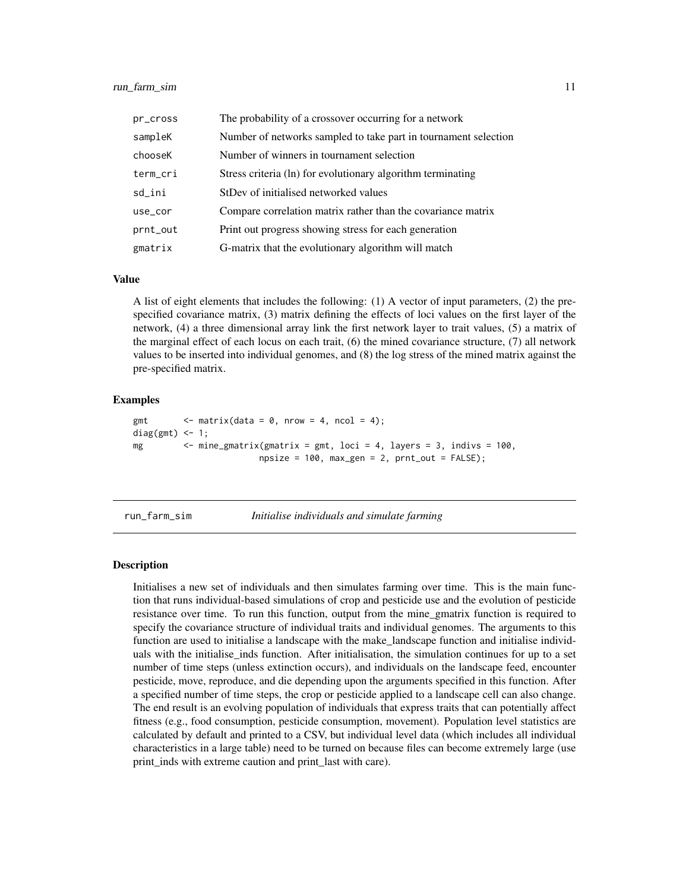| | |
|---|---|
| pr_cross | The probability of a crossover occurring for a network |
| sampleK | Number of networks sampled to take part in tournament selection |
| chooseK | Number of winners in tournament selection |
| term_cri | Stress criteria (ln) for evolutionary algorithm terminating |
| sd_ini | StDev of initialised networked values |
| use_cor | Compare correlation matrix rather than the covariance matrix |
| prnt_out | Print out progress showing stress for each generation |
| gmatrix | G-matrix that the evolutionary algorithm will match |

### Value

A list of eight elements that includes the following: (1) A vector of input parameters, (2) the pre-specified covariance matrix, (3) matrix defining the effects of loci values on the first layer of the network, (4) a three dimensional array link the first network layer to trait values, (5) a matrix of the marginal effect of each locus on each trait, (6) the mined covariance structure, (7) all network values to be inserted into individual genomes, and (8) the log stress of the mined matrix against the pre-specified matrix.

### Examples

```
gmt       <- matrix(data = 0, nrow = 4, ncol = 4);
diag(gmt) <- 1;
mg        <- mine_gmatrix(gmatrix = gmt, loci = 4, layers = 3, indivs = 100,
                         npsize = 100, max_gen = 2, prnt_out = FALSE);
```

---

## run_farm_sim *Initialise individuals and simulate farming*

### Description

Initialises a new set of individuals and then simulates farming over time. This is the main function that runs individual-based simulations of crop and pesticide use and the evolution of pesticide resistance over time. To run this function, output from the mine_gmatrix function is required to specify the covariance structure of individual traits and individual genomes. The arguments to this function are used to initialise a landscape with the make_landscape function and initialise individuals with the initialise_inds function. After initialisation, the simulation continues for up to a set number of time steps (unless extinction occurs), and individuals on the landscape feed, encounter pesticide, move, reproduce, and die depending upon the arguments specified in this function. After a specified number of time steps, the crop or pesticide applied to a landscape cell can also change. The end result is an evolving population of individuals that express traits that can potentially affect fitness (e.g., food consumption, pesticide consumption, movement). Population level statistics are calculated by default and printed to a CSV, but individual level data (which includes all individual characteristics in a large table) need to be turned on because files can become extremely large (use print_inds with extreme caution and print_last with care).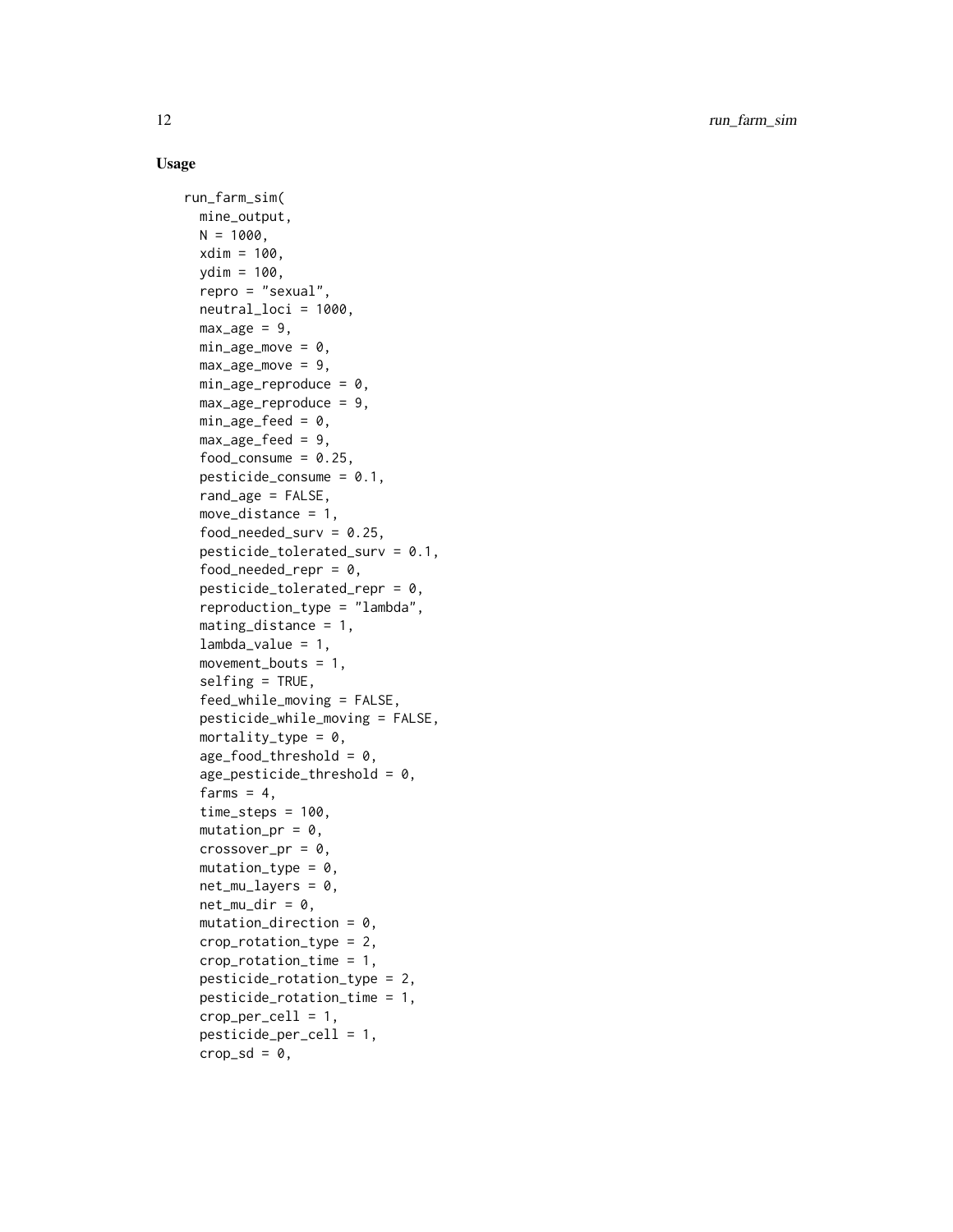## Usage

```
run_farm_sim(
  mine_output,
  N = 1000,
  xdim = 100,
  ydim = 100,
  repro = "sexual",
  neutral_loci = 1000,
  max_age = 9,
  min_age_move = 0,
  max_age_move = 9,
  min_age_reproduce = 0,
  max_age_reproduce = 9,
  min_age_feed = 0,
  max_age_feed = 9,
  food_consume = 0.25,
  pesticide_consume = 0.1,
  rand_age = FALSE,
  move_distance = 1,
  food_needed_surv = 0.25,
  pesticide_tolerated_surv = 0.1,
  food_needed_repr = 0,
  pesticide_tolerated_repr = 0,
  reproduction_type = "lambda",
  mating_distance = 1,
  lambda_value = 1,
  movement_bouts = 1,
  selfing = TRUE,
  feed_while_moving = FALSE,
  pesticide_while_moving = FALSE,
  mortality_type = 0,
  age_food_threshold = 0,
  age_pesticide_threshold = 0,
  farms = 4,
  time_steps = 100,
  mutation_pr = 0,
  crossover_pr = 0,
  mutation_type = 0,
  net_mu_layers = 0,
  net_mu_dir = 0,
  mutation_direction = 0,
  crop_rotation_type = 2,
  crop_rotation_time = 1,
  pesticide_rotation_type = 2,
  pesticide_rotation_time = 1,
  crop_per_cell = 1,
  pesticide_per_cell = 1,
  crop_sd = 0,
```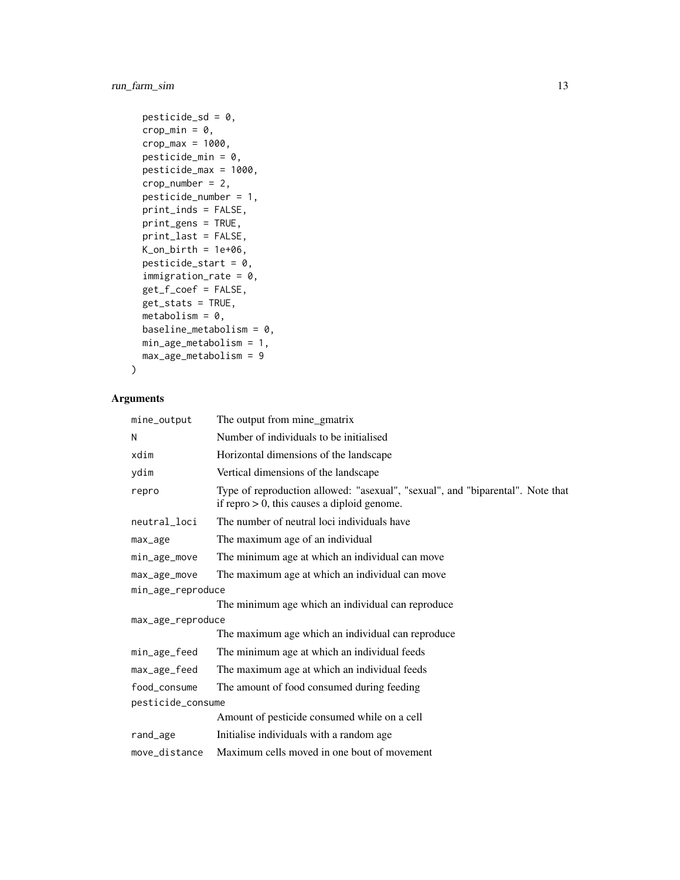```
  pesticide_sd = 0,
  crop_min = 0,
  crop_max = 1000,
  pesticide_min = 0,
  pesticide_max = 1000,
  crop_number = 2,
  pesticide_number = 1,
  print_inds = FALSE,
  print_gens = TRUE,
  print_last = FALSE,
  K_on_birth = 1e+06,
  pesticide_start = 0,
  immigration_rate = 0,
  get_f_coef = FALSE,
  get_stats = TRUE,
  metabolism = 0,
  baseline_metabolism = 0,
  min_age_metabolism = 1,
  max_age_metabolism = 9
)
```

## Arguments

| | |
|---|---|
| mine_output | The output from mine_gmatrix |
| N | Number of individuals to be initialised |
| xdim | Horizontal dimensions of the landscape |
| ydim | Vertical dimensions of the landscape |
| repro | Type of reproduction allowed: "asexual", "sexual", and "biparental". Note that if repro > 0, this causes a diploid genome. |
| neutral_loci | The number of neutral loci individuals have |
| max_age | The maximum age of an individual |
| min_age_move | The minimum age at which an individual can move |
| max_age_move | The maximum age at which an individual can move |
| min_age_reproduce | The minimum age which an individual can reproduce |
| max_age_reproduce | The maximum age which an individual can reproduce |
| min_age_feed | The minimum age at which an individual feeds |
| max_age_feed | The maximum age at which an individual feeds |
| food_consume | The amount of food consumed during feeding |
| pesticide_consume | Amount of pesticide consumed while on a cell |
| rand_age | Initialise individuals with a random age |
| move_distance | Maximum cells moved in one bout of movement |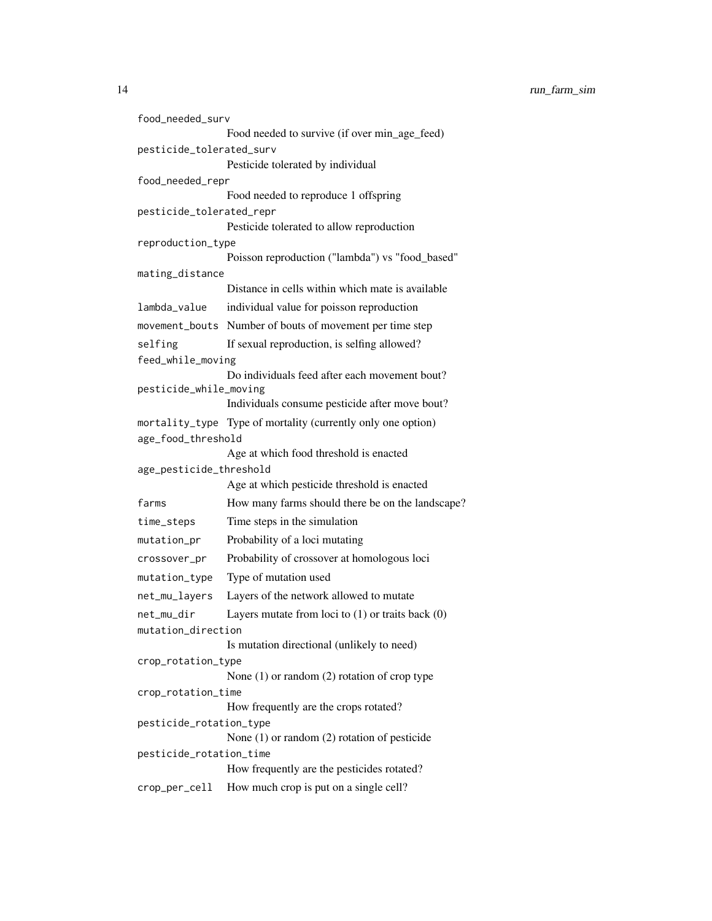| | |
|---|---|
| `food_needed_surv` | Food needed to survive (if over min_age_feed) |
| `pesticide_tolerated_surv` | Pesticide tolerated by individual |
| `food_needed_repr` | Food needed to reproduce 1 offspring |
| `pesticide_tolerated_repr` | Pesticide tolerated to allow reproduction |
| `reproduction_type` | Poisson reproduction ("lambda") vs "food_based" |
| `mating_distance` | Distance in cells within which mate is available |
| `lambda_value` | individual value for poisson reproduction |
| `movement_bouts` | Number of bouts of movement per time step |
| `selfing` | If sexual reproduction, is selfing allowed? |
| `feed_while_moving` | Do individuals feed after each movement bout? |
| `pesticide_while_moving` | Individuals consume pesticide after move bout? |
| `mortality_type` | Type of mortality (currently only one option) |
| `age_food_threshold` | Age at which food threshold is enacted |
| `age_pesticide_threshold` | Age at which pesticide threshold is enacted |
| `farms` | How many farms should there be on the landscape? |
| `time_steps` | Time steps in the simulation |
| `mutation_pr` | Probability of a loci mutating |
| `crossover_pr` | Probability of crossover at homologous loci |
| `mutation_type` | Type of mutation used |
| `net_mu_layers` | Layers of the network allowed to mutate |
| `net_mu_dir` | Layers mutate from loci to (1) or traits back (0) |
| `mutation_direction` | Is mutation directional (unlikely to need) |
| `crop_rotation_type` | None (1) or random (2) rotation of crop type |
| `crop_rotation_time` | How frequently are the crops rotated? |
| `pesticide_rotation_type` | None (1) or random (2) rotation of pesticide |
| `pesticide_rotation_time` | How frequently are the pesticides rotated? |
| `crop_per_cell` | How much crop is put on a single cell? |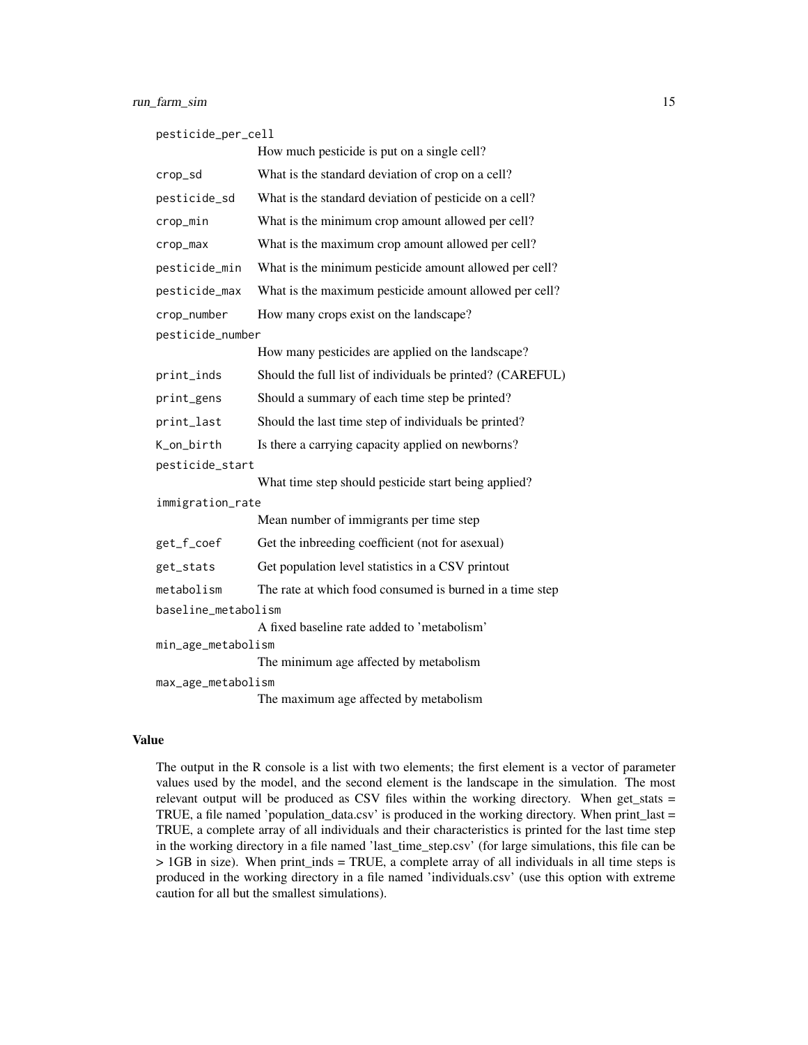`pesticide_per_cell`
How much pesticide is put on a single cell?

`crop_sd`
What is the standard deviation of crop on a cell?

`pesticide_sd`
What is the standard deviation of pesticide on a cell?

`crop_min`
What is the minimum crop amount allowed per cell?

`crop_max`
What is the maximum crop amount allowed per cell?

`pesticide_min`
What is the minimum pesticide amount allowed per cell?

`pesticide_max`
What is the maximum pesticide amount allowed per cell?

`crop_number`
How many crops exist on the landscape?

`pesticide_number`
How many pesticides are applied on the landscape?

`print_inds`
Should the full list of individuals be printed? (CAREFUL)

`print_gens`
Should a summary of each time step be printed?

`print_last`
Should the last time step of individuals be printed?

`K_on_birth`
Is there a carrying capacity applied on newborns?

`pesticide_start`
What time step should pesticide start being applied?

`immigration_rate`
Mean number of immigrants per time step

`get_f_coef`
Get the inbreeding coefficient (not for asexual)

`get_stats`
Get population level statistics in a CSV printout

`metabolism`
The rate at which food consumed is burned in a time step

`baseline_metabolism`
A fixed baseline rate added to 'metabolism'

`min_age_metabolism`
The minimum age affected by metabolism

`max_age_metabolism`
The maximum age affected by metabolism

## Value

The output in the R console is a list with two elements; the first element is a vector of parameter values used by the model, and the second element is the landscape in the simulation. The most relevant output will be produced as CSV files within the working directory. When get_stats = TRUE, a file named 'population_data.csv' is produced in the working directory. When print_last = TRUE, a complete array of all individuals and their characteristics is printed for the last time step in the working directory in a file named 'last_time_step.csv' (for large simulations, this file can be > 1GB in size). When print_inds = TRUE, a complete array of all individuals in all time steps is produced in the working directory in a file named 'individuals.csv' (use this option with extreme caution for all but the smallest simulations).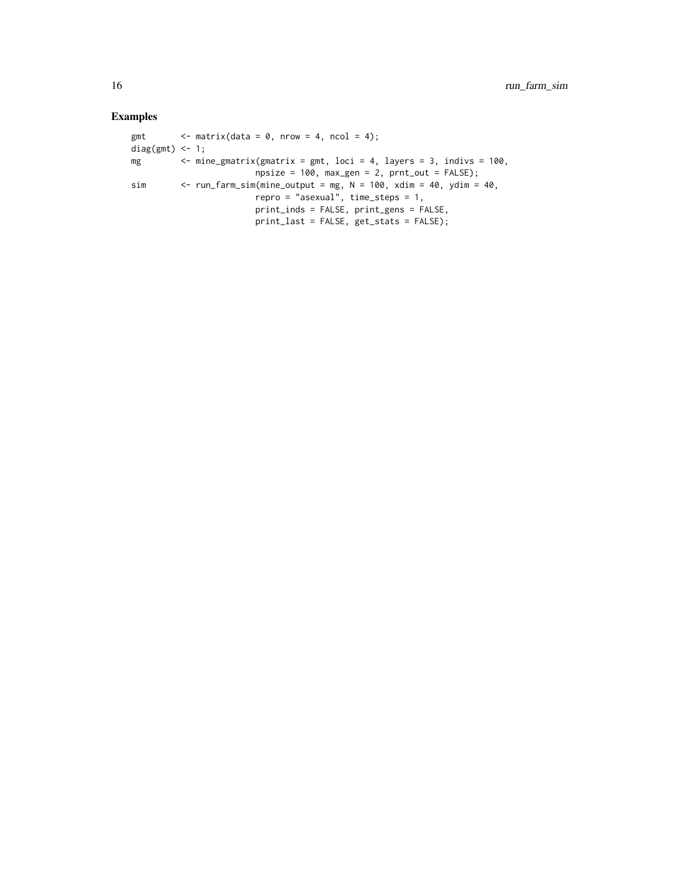## Examples

```
gmt       <- matrix(data = 0, nrow = 4, ncol = 4);
diag(gmt) <- 1;
mg        <- mine_gmatrix(gmatrix = gmt, loci = 4, layers = 3, indivs = 100,
                          npsize = 100, max_gen = 2, prnt_out = FALSE);
sim       <- run_farm_sim(mine_output = mg, N = 100, xdim = 40, ydim = 40,
                          repro = "asexual", time_steps = 1,
                          print_inds = FALSE, print_gens = FALSE,
                          print_last = FALSE, get_stats = FALSE);
```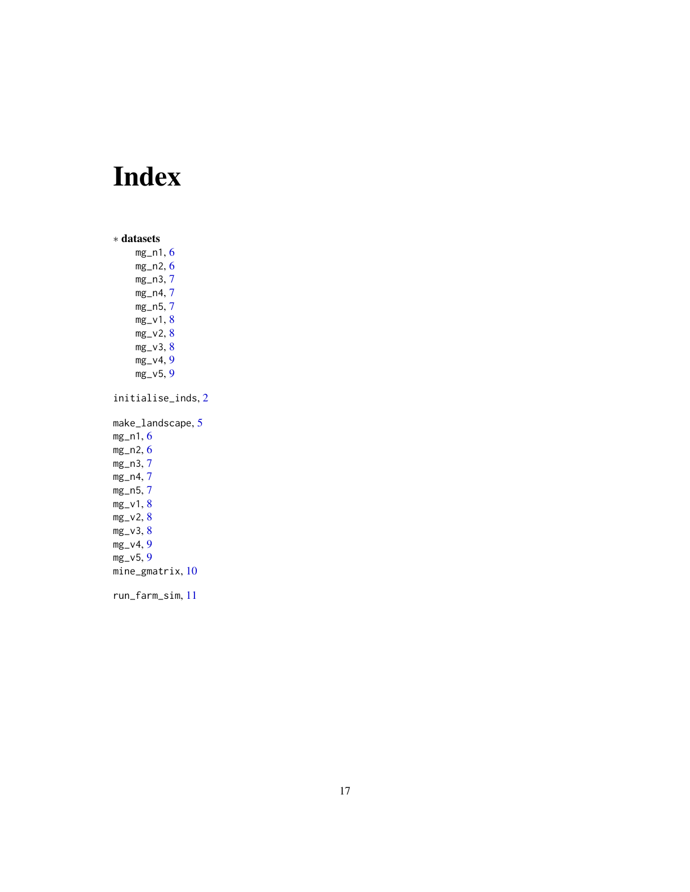# Index

∗ **datasets**

- mg_n1, 6
- mg_n2, 6
- mg_n3, 7
- mg_n4, 7
- mg_n5, 7
- mg_v1, 8
- mg_v2, 8
- mg_v3, 8
- mg_v4, 9
- mg_v5, 9

initialise_inds, 2

make_landscape, 5
mg_n1, 6
mg_n2, 6
mg_n3, 7
mg_n4, 7
mg_n5, 7
mg_v1, 8
mg_v2, 8
mg_v3, 8
mg_v4, 9
mg_v5, 9
mine_gmatrix, 10

run_farm_sim, 11